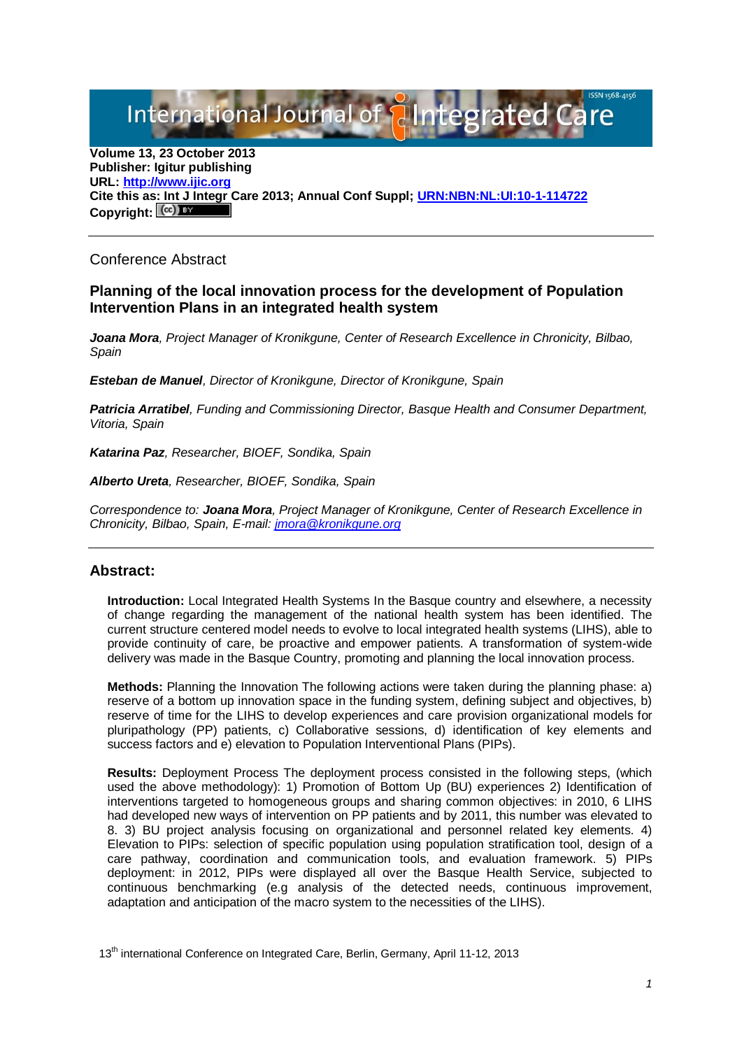**Volume 13, 23 October 2013**
**Publisher: Igitur publishing**
**URL: [http://www.ijic.org](http://www.ijic.org)**
**Cite this as: Int J Integr Care 2013; Annual Conf Suppl; [URN:NBN:NL:UI:10-1-114722](URN:NBN:NL:UI:10-1-114722)**
**Copyright:**

---

Conference Abstract

## Planning of the local innovation process for the development of Population Intervention Plans in an integrated health system

***Joana Mora****, Project Manager of Kronikgune, Center of Research Excellence in Chronicity, Bilbao, Spain*

***Esteban de Manuel****, Director of Kronikgune, Director of Kronikgune, Spain*

***Patricia Arratibel****, Funding and Commissioning Director, Basque Health and Consumer Department, Vitoria, Spain*

***Katarina Paz****, Researcher, BIOEF, Sondika, Spain*

***Alberto Ureta****, Researcher, BIOEF, Sondika, Spain*

*Correspondence to:* ***Joana Mora****, Project Manager of Kronikgune, Center of Research Excellence in Chronicity, Bilbao, Spain, E-mail: [jmora@kronikgune.org](mailto:jmora@kronikgune.org)*

---

### Abstract:

**Introduction:** Local Integrated Health Systems In the Basque country and elsewhere, a necessity of change regarding the management of the national health system has been identified. The current structure centered model needs to evolve to local integrated health systems (LIHS), able to provide continuity of care, be proactive and empower patients. A transformation of system-wide delivery was made in the Basque Country, promoting and planning the local innovation process.

**Methods:** Planning the Innovation The following actions were taken during the planning phase: a) reserve of a bottom up innovation space in the funding system, defining subject and objectives, b) reserve of time for the LIHS to develop experiences and care provision organizational models for pluripathology (PP) patients, c) Collaborative sessions, d) identification of key elements and success factors and e) elevation to Population Interventional Plans (PIPs).

**Results:** Deployment Process The deployment process consisted in the following steps, (which used the above methodology): 1) Promotion of Bottom Up (BU) experiences 2) Identification of interventions targeted to homogeneous groups and sharing common objectives: in 2010, 6 LIHS had developed new ways of intervention on PP patients and by 2011, this number was elevated to 8. 3) BU project analysis focusing on organizational and personnel related key elements. 4) Elevation to PIPs: selection of specific population using population stratification tool, design of a care pathway, coordination and communication tools, and evaluation framework. 5) PIPs deployment: in 2012, PIPs were displayed all over the Basque Health Service, subjected to continuous benchmarking (e.g analysis of the detected needs, continuous improvement, adaptation and anticipation of the macro system to the necessities of the LIHS).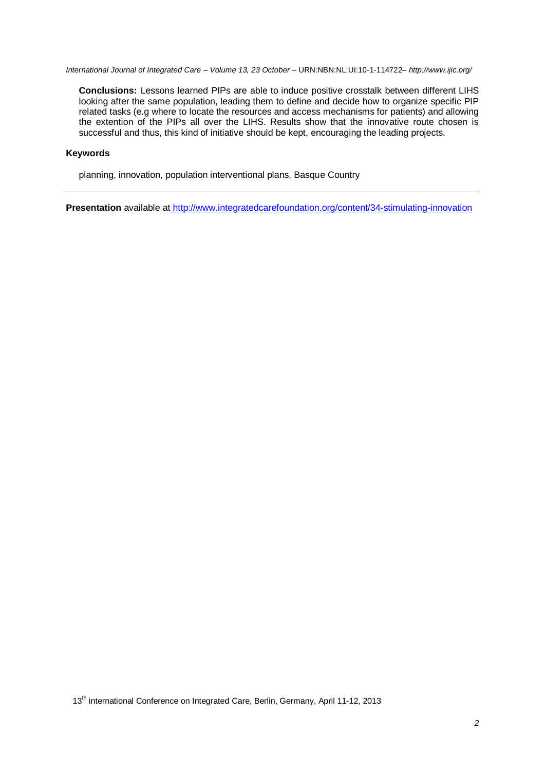**Conclusions:** Lessons learned PIPs are able to induce positive crosstalk between different LIHS looking after the same population, leading them to define and decide how to organize specific PIP related tasks (e.g where to locate the resources and access mechanisms for patients) and allowing the extention of the PIPs all over the LIHS. Results show that the innovative route chosen is successful and thus, this kind of initiative should be kept, encouraging the leading projects.

## Keywords

planning, innovation, population interventional plans, Basque Country

---

**Presentation** available at http://www.integratedcarefoundation.org/content/34-stimulating-innovation